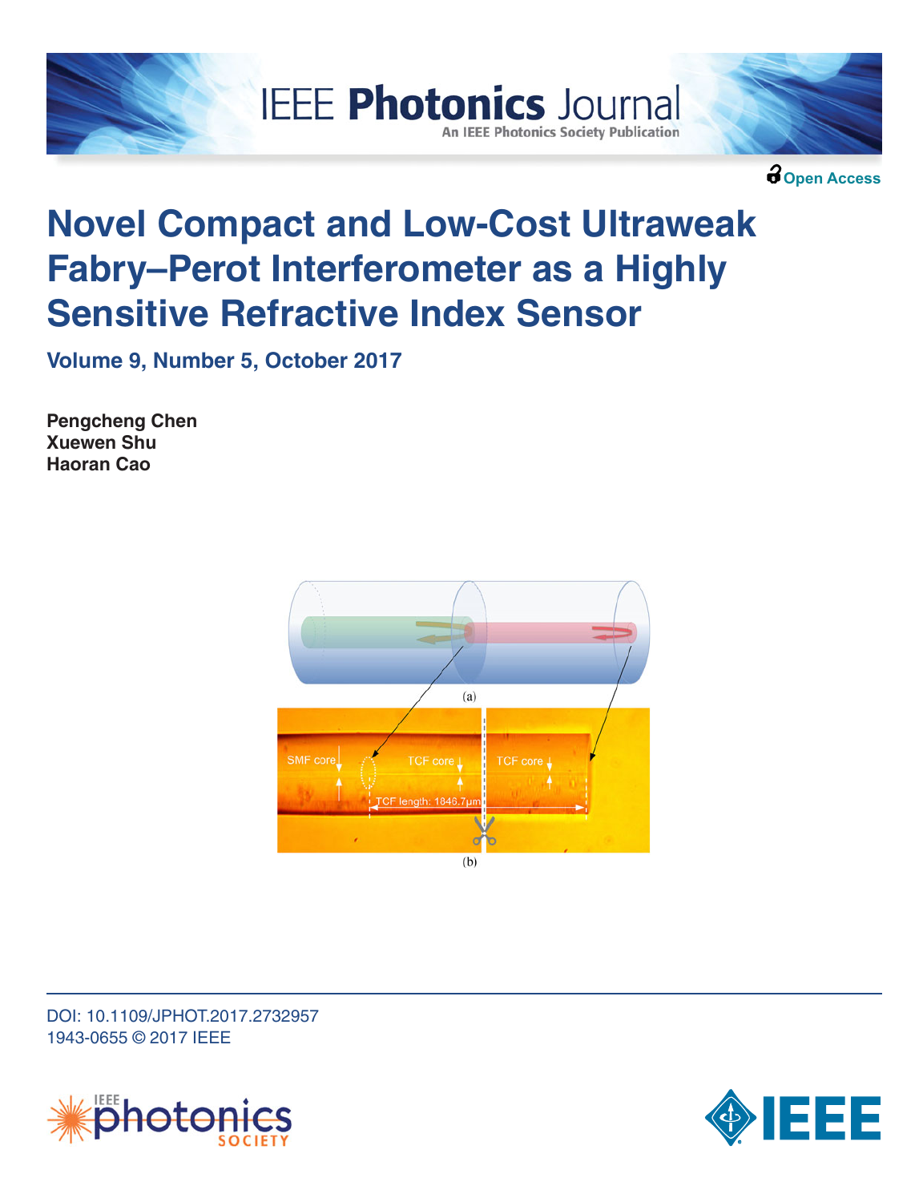Open Access

# Novel Compact and Low-Cost Ultraweak Fabry–Perot Interferometer as a Highly Sensitive Refractive Index Sensor

**Volume 9, Number 5, October 2017**

**Pengcheng Chen**
**Xuewen Shu**
**Haoran Cao**

(a)

(b)

DOI: 10.1109/JPHOT.2017.2732957
1943-0655 © 2017 IEEE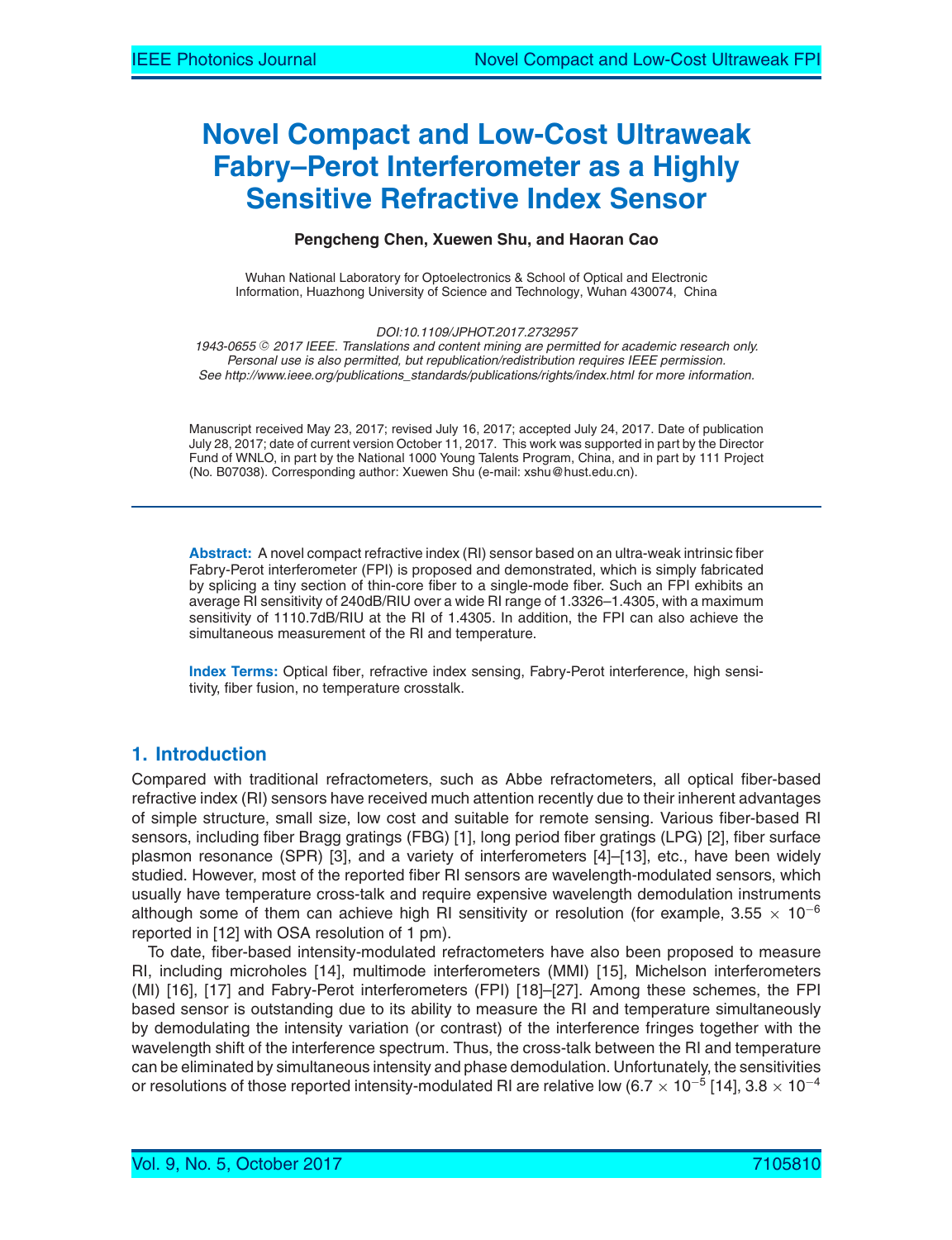# Novel Compact and Low-Cost Ultraweak Fabry–Perot Interferometer as a Highly Sensitive Refractive Index Sensor

**Pengcheng Chen, Xuewen Shu, and Haoran Cao**

Wuhan National Laboratory for Optoelectronics & School of Optical and Electronic Information, Huazhong University of Science and Technology, Wuhan 430074, China

*DOI:10.1109/JPHOT.2017.2732957*
*1943-0655 © 2017 IEEE. Translations and content mining are permitted for academic research only. Personal use is also permitted, but republication/redistribution requires IEEE permission. See http://www.ieee.org/publications_standards/publications/rights/index.html for more information.*

Manuscript received May 23, 2017; revised July 16, 2017; accepted July 24, 2017. Date of publication July 28, 2017; date of current version October 11, 2017. This work was supported in part by the Director Fund of WNLO, in part by the National 1000 Young Talents Program, China, and in part by 111 Project (No. B07038). Corresponding author: Xuewen Shu (e-mail: xshu@hust.edu.cn).

**Abstract:** A novel compact refractive index (RI) sensor based on an ultra-weak intrinsic fiber Fabry-Perot interferometer (FPI) is proposed and demonstrated, which is simply fabricated by splicing a tiny section of thin-core fiber to a single-mode fiber. Such an FPI exhibits an average RI sensitivity of 240dB/RIU over a wide RI range of 1.3326–1.4305, with a maximum sensitivity of 1110.7dB/RIU at the RI of 1.4305. In addition, the FPI can also achieve the simultaneous measurement of the RI and temperature.

**Index Terms:** Optical fiber, refractive index sensing, Fabry-Perot interference, high sensitivity, fiber fusion, no temperature crosstalk.

## 1. Introduction

Compared with traditional refractometers, such as Abbe refractometers, all optical fiber-based refractive index (RI) sensors have received much attention recently due to their inherent advantages of simple structure, small size, low cost and suitable for remote sensing. Various fiber-based RI sensors, including fiber Bragg gratings (FBG) [1], long period fiber gratings (LPG) [2], fiber surface plasmon resonance (SPR) [3], and a variety of interferometers [4]–[13], etc., have been widely studied. However, most of the reported fiber RI sensors are wavelength-modulated sensors, which usually have temperature cross-talk and require expensive wavelength demodulation instruments although some of them can achieve high RI sensitivity or resolution (for example, $3.55 \times 10^{-6}$ reported in [12] with OSA resolution of 1 pm).

To date, fiber-based intensity-modulated refractometers have also been proposed to measure RI, including microholes [14], multimode interferometers (MMI) [15], Michelson interferometers (MI) [16], [17] and Fabry-Perot interferometers (FPI) [18]–[27]. Among these schemes, the FPI based sensor is outstanding due to its ability to measure the RI and temperature simultaneously by demodulating the intensity variation (or contrast) of the interference fringes together with the wavelength shift of the interference spectrum. Thus, the cross-talk between the RI and temperature can be eliminated by simultaneous intensity and phase demodulation. Unfortunately, the sensitivities or resolutions of those reported intensity-modulated RI are relative low ($6.7 \times 10^{-5}$ [14], $3.8 \times 10^{-4}$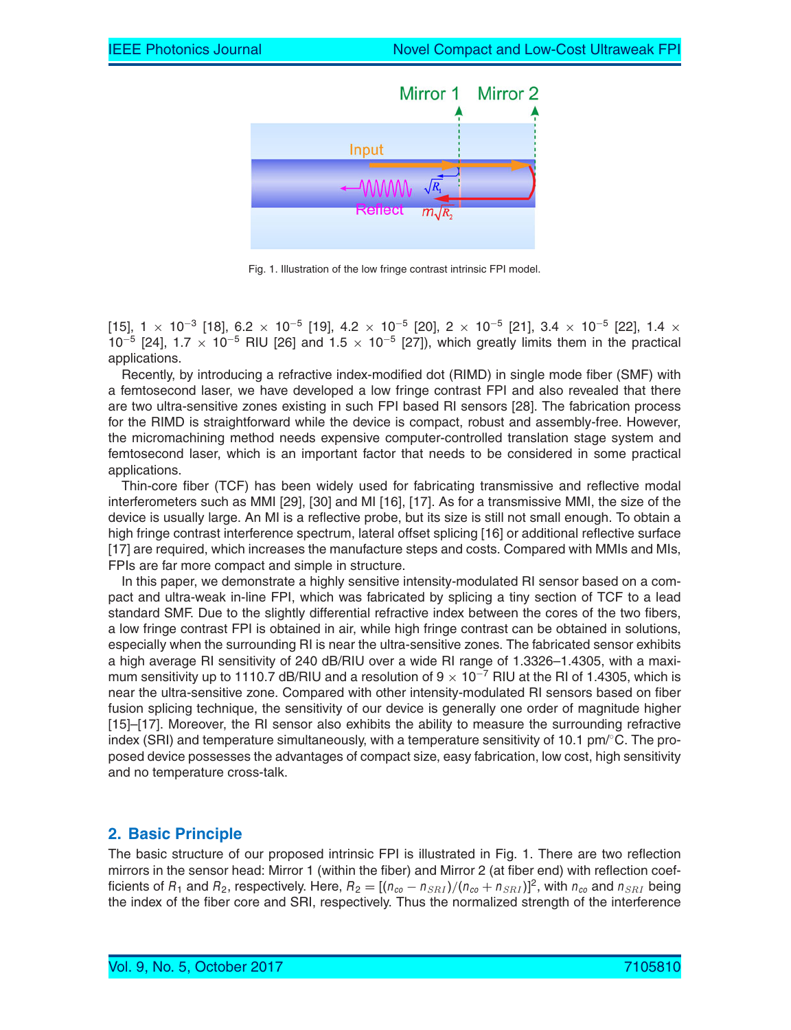Fig. 1. Illustration of the low fringe contrast intrinsic FPI model.

[15], $1 \times 10^{-3}$ [18], $6.2 \times 10^{-5}$ [19], $4.2 \times 10^{-5}$ [20], $2 \times 10^{-5}$ [21], $3.4 \times 10^{-5}$ [22], $1.4 \times 10^{-5}$ [24], $1.7 \times 10^{-5}$ RIU [26] and $1.5 \times 10^{-5}$ [27]), which greatly limits them in the practical applications.

Recently, by introducing a refractive index-modified dot (RIMD) in single mode fiber (SMF) with a femtosecond laser, we have developed a low fringe contrast FPI and also revealed that there are two ultra-sensitive zones existing in such FPI based RI sensors [28]. The fabrication process for the RIMD is straightforward while the device is compact, robust and assembly-free. However, the micromachining method needs expensive computer-controlled translation stage system and femtosecond laser, which is an important factor that needs to be considered in some practical applications.

Thin-core fiber (TCF) has been widely used for fabricating transmissive and reflective modal interferometers such as MMI [29], [30] and MI [16], [17]. As for a transmissive MMI, the size of the device is usually large. An MI is a reflective probe, but its size is still not small enough. To obtain a high fringe contrast interference spectrum, lateral offset splicing [16] or additional reflective surface [17] are required, which increases the manufacture steps and costs. Compared with MMIs and MIs, FPIs are far more compact and simple in structure.

In this paper, we demonstrate a highly sensitive intensity-modulated RI sensor based on a compact and ultra-weak in-line FPI, which was fabricated by splicing a tiny section of TCF to a lead standard SMF. Due to the slightly differential refractive index between the cores of the two fibers, a low fringe contrast FPI is obtained in air, while high fringe contrast can be obtained in solutions, especially when the surrounding RI is near the ultra-sensitive zones. The fabricated sensor exhibits a high average RI sensitivity of 240 dB/RIU over a wide RI range of 1.3326–1.4305, with a maximum sensitivity up to 1110.7 dB/RIU and a resolution of $9 \times 10^{-7}$ RIU at the RI of 1.4305, which is near the ultra-sensitive zone. Compared with other intensity-modulated RI sensors based on fiber fusion splicing technique, the sensitivity of our device is generally one order of magnitude higher [15]–[17]. Moreover, the RI sensor also exhibits the ability to measure the surrounding refractive index (SRI) and temperature simultaneously, with a temperature sensitivity of 10.1 pm/°C. The proposed device possesses the advantages of compact size, easy fabrication, low cost, high sensitivity and no temperature cross-talk.

## 2. Basic Principle

The basic structure of our proposed intrinsic FPI is illustrated in Fig. 1. There are two reflection mirrors in the sensor head: Mirror 1 (within the fiber) and Mirror 2 (at fiber end) with reflection coefficients of $R_1$ and $R_2$, respectively. Here, $R_2 = [(n_{co} - n_{SRI})/(n_{co} + n_{SRI})]^2$, with $n_{co}$ and $n_{SRI}$ being the index of the fiber core and SRI, respectively. Thus the normalized strength of the interference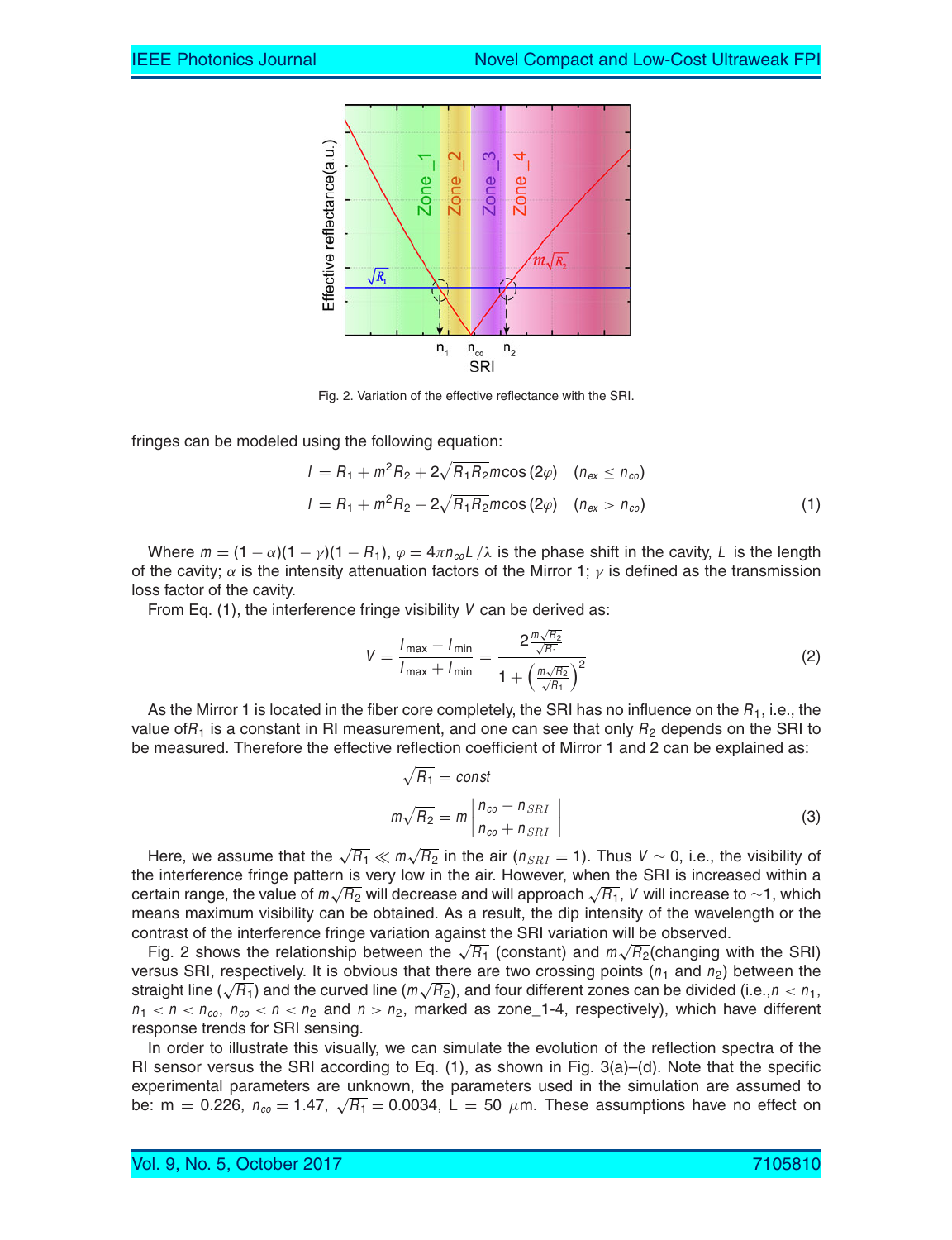Fig. 2. Variation of the effective reflectance with the SRI.

fringes can be modeled using the following equation:

$$I = R_1 + m^2 R_2 + 2\sqrt{R_1 R_2} m \cos(2\varphi) \quad (n_{ex} \le n_{co})$$
$$I = R_1 + m^2 R_2 - 2\sqrt{R_1 R_2} m \cos(2\varphi) \quad (n_{ex} > n_{co}) \tag{1}$$

Where $m = (1-\alpha)(1-\gamma)(1-R_1)$, $\varphi = 4\pi n_{co} L/\lambda$ is the phase shift in the cavity, $L$ is the length of the cavity; $\alpha$ is the intensity attenuation factors of the Mirror 1; $\gamma$ is defined as the transmission loss factor of the cavity.

From Eq. (1), the interference fringe visibility $V$ can be derived as:

$$V = \frac{I_{\max} - I_{\min}}{I_{\max} + I_{\min}} = \frac{2\frac{m\sqrt{R_2}}{\sqrt{R_1}}}{1 + \left(\frac{m\sqrt{R_2}}{\sqrt{R_1}}\right)^2} \tag{2}$$

As the Mirror 1 is located in the fiber core completely, the SRI has no influence on the $R_1$, i.e., the value of$R_1$ is a constant in RI measurement, and one can see that only $R_2$ depends on the SRI to be measured. Therefore the effective reflection coefficient of Mirror 1 and 2 can be explained as:

$$\sqrt{R_1} = const$$
$$m\sqrt{R_2} = m\left|\frac{n_{co} - n_{SRI}}{n_{co} + n_{SRI}}\right| \tag{3}$$

Here, we assume that the $\sqrt{R_1} \ll m\sqrt{R_2}$ in the air ($n_{SRI} = 1$). Thus $V \sim 0$, i.e., the visibility of the interference fringe pattern is very low in the air. However, when the SRI is increased within a certain range, the value of $m\sqrt{R_2}$ will decrease and will approach $\sqrt{R_1}$, $V$ will increase to $\sim$1, which means maximum visibility can be obtained. As a result, the dip intensity of the wavelength or the contrast of the interference fringe variation against the SRI variation will be observed.

Fig. 2 shows the relationship between the $\sqrt{R_1}$ (constant) and $m\sqrt{R_2}$(changing with the SRI) versus SRI, respectively. It is obvious that there are two crossing points ($n_1$ and $n_2$) between the straight line ($\sqrt{R_1}$) and the curved line ($m\sqrt{R_2}$), and four different zones can be divided (i.e.,$n < n_1$, $n_1 < n < n_{co}$, $n_{co} < n < n_2$ and $n > n_2$, marked as zone_1-4, respectively), which have different response trends for SRI sensing.

In order to illustrate this visually, we can simulate the evolution of the reflection spectra of the RI sensor versus the SRI according to Eq. (1), as shown in Fig. 3(a)–(d). Note that the specific experimental parameters are unknown, the parameters used in the simulation are assumed to be: m = 0.226, $n_{co} = 1.47$, $\sqrt{R_1} = 0.0034$, L = 50 $\mu$m. These assumptions have no effect on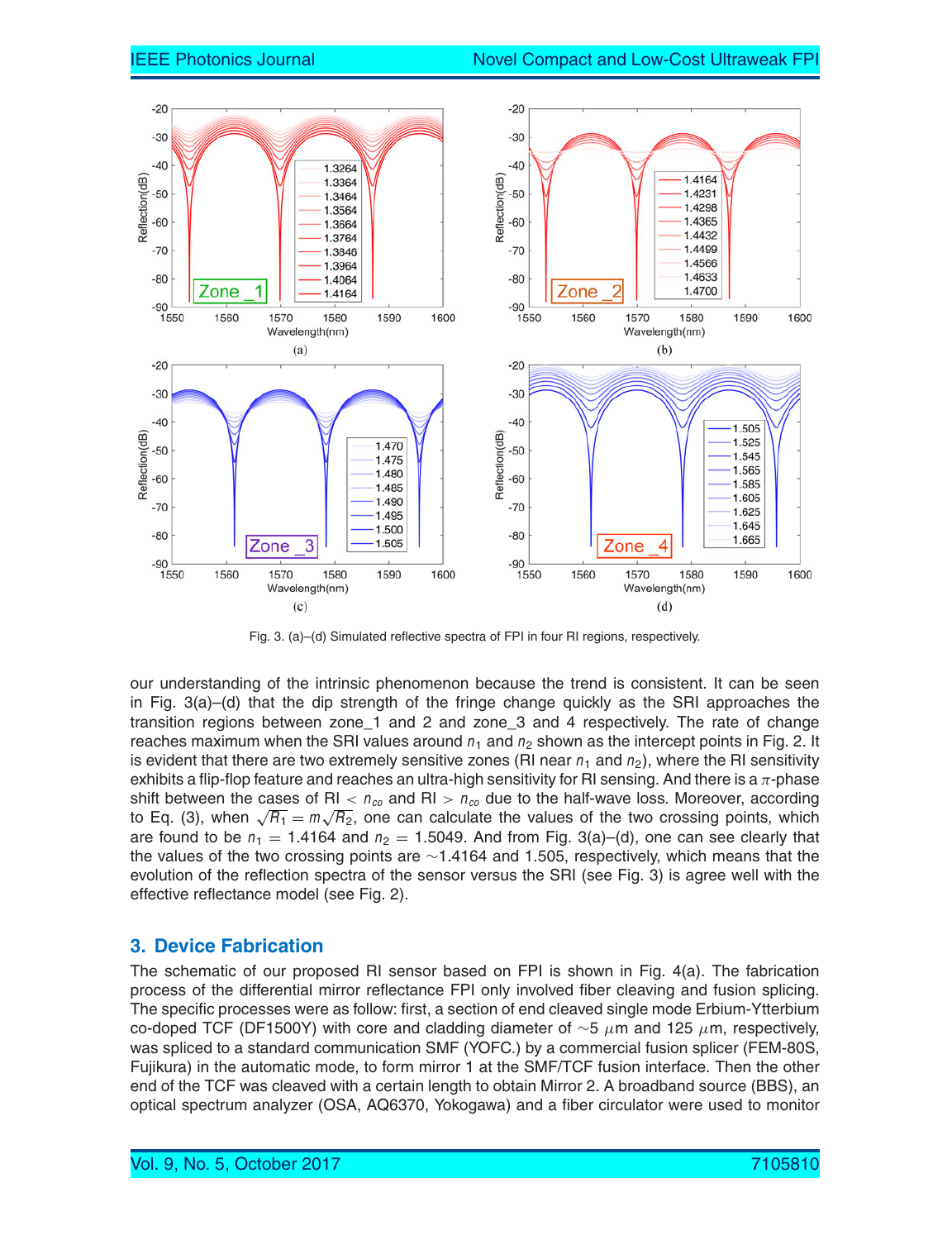Fig. 3. (a)–(d) Simulated reflective spectra of FPI in four RI regions, respectively.

our understanding of the intrinsic phenomenon because the trend is consistent. It can be seen in Fig. 3(a)–(d) that the dip strength of the fringe change quickly as the SRI approaches the transition regions between zone_1 and 2 and zone_3 and 4 respectively. The rate of change reaches maximum when the SRI values around $n_1$ and $n_2$ shown as the intercept points in Fig. 2. It is evident that there are two extremely sensitive zones (RI near $n_1$ and $n_2$), where the RI sensitivity exhibits a flip-flop feature and reaches an ultra-high sensitivity for RI sensing. And there is a $\pi$-phase shift between the cases of RI $< n_{co}$ and RI $> n_{co}$ due to the half-wave loss. Moreover, according to Eq. (3), when $\sqrt{R_1} = m\sqrt{R_2}$, one can calculate the values of the two crossing points, which are found to be $n_1 = 1.4164$ and $n_2 = 1.5049$. And from Fig. 3(a)–(d), one can see clearly that the values of the two crossing points are ~1.4164 and 1.505, respectively, which means that the evolution of the reflection spectra of the sensor versus the SRI (see Fig. 3) is agree well with the effective reflectance model (see Fig. 2).

## 3. Device Fabrication

The schematic of our proposed RI sensor based on FPI is shown in Fig. 4(a). The fabrication process of the differential mirror reflectance FPI only involved fiber cleaving and fusion splicing. The specific processes were as follow: first, a section of end cleaved single mode Erbium-Ytterbium co-doped TCF (DF1500Y) with core and cladding diameter of ~5 $\mu$m and 125 $\mu$m, respectively, was spliced to a standard communication SMF (YOFC.) by a commercial fusion splicer (FEM-80S, Fujikura) in the automatic mode, to form mirror 1 at the SMF/TCF fusion interface. Then the other end of the TCF was cleaved with a certain length to obtain Mirror 2. A broadband source (BBS), an optical spectrum analyzer (OSA, AQ6370, Yokogawa) and a fiber circulator were used to monitor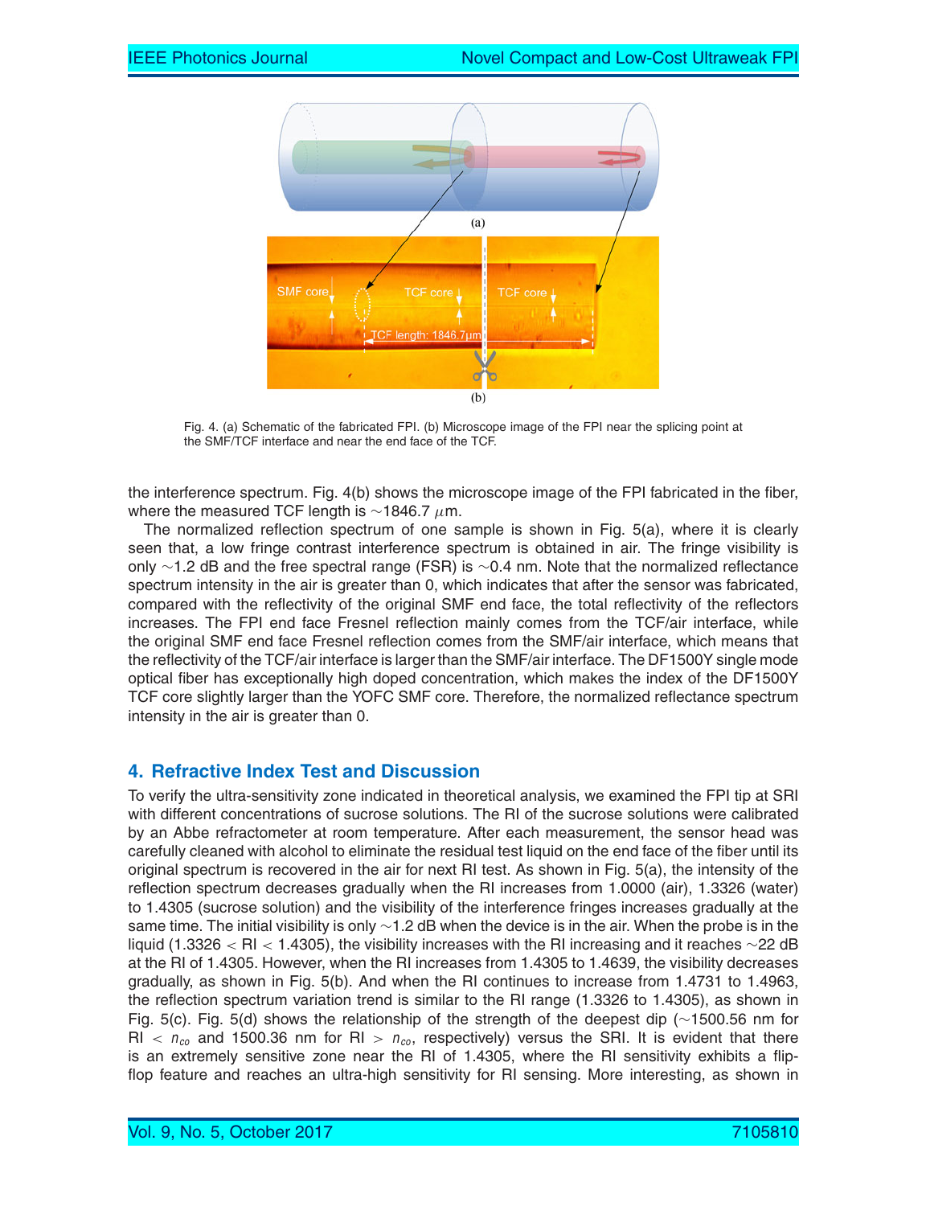Fig. 4. (a) Schematic of the fabricated FPI. (b) Microscope image of the FPI near the splicing point at the SMF/TCF interface and near the end face of the TCF.

the interference spectrum. Fig. 4(b) shows the microscope image of the FPI fabricated in the fiber, where the measured TCF length is ∼1846.7 $\mu$m.

The normalized reflection spectrum of one sample is shown in Fig. 5(a), where it is clearly seen that, a low fringe contrast interference spectrum is obtained in air. The fringe visibility is only ∼1.2 dB and the free spectral range (FSR) is ∼0.4 nm. Note that the normalized reflectance spectrum intensity in the air is greater than 0, which indicates that after the sensor was fabricated, compared with the reflectivity of the original SMF end face, the total reflectivity of the reflectors increases. The FPI end face Fresnel reflection mainly comes from the TCF/air interface, while the original SMF end face Fresnel reflection comes from the SMF/air interface, which means that the reflectivity of the TCF/air interface is larger than the SMF/air interface. The DF1500Y single mode optical fiber has exceptionally high doped concentration, which makes the index of the DF1500Y TCF core slightly larger than the YOFC SMF core. Therefore, the normalized reflectance spectrum intensity in the air is greater than 0.

## 4. Refractive Index Test and Discussion

To verify the ultra-sensitivity zone indicated in theoretical analysis, we examined the FPI tip at SRI with different concentrations of sucrose solutions. The RI of the sucrose solutions were calibrated by an Abbe refractometer at room temperature. After each measurement, the sensor head was carefully cleaned with alcohol to eliminate the residual test liquid on the end face of the fiber until its original spectrum is recovered in the air for next RI test. As shown in Fig. 5(a), the intensity of the reflection spectrum decreases gradually when the RI increases from 1.0000 (air), 1.3326 (water) to 1.4305 (sucrose solution) and the visibility of the interference fringes increases gradually at the same time. The initial visibility is only ∼1.2 dB when the device is in the air. When the probe is in the liquid (1.3326 < RI < 1.4305), the visibility increases with the RI increasing and it reaches ∼22 dB at the RI of 1.4305. However, when the RI increases from 1.4305 to 1.4639, the visibility decreases gradually, as shown in Fig. 5(b). And when the RI continues to increase from 1.4731 to 1.4963, the reflection spectrum variation trend is similar to the RI range (1.3326 to 1.4305), as shown in Fig. 5(c). Fig. 5(d) shows the relationship of the strength of the deepest dip (∼1500.56 nm for RI $< n_{co}$ and 1500.36 nm for RI $> n_{co}$, respectively) versus the SRI. It is evident that there is an extremely sensitive zone near the RI of 1.4305, where the RI sensitivity exhibits a flip-flop feature and reaches an ultra-high sensitivity for RI sensing. More interesting, as shown in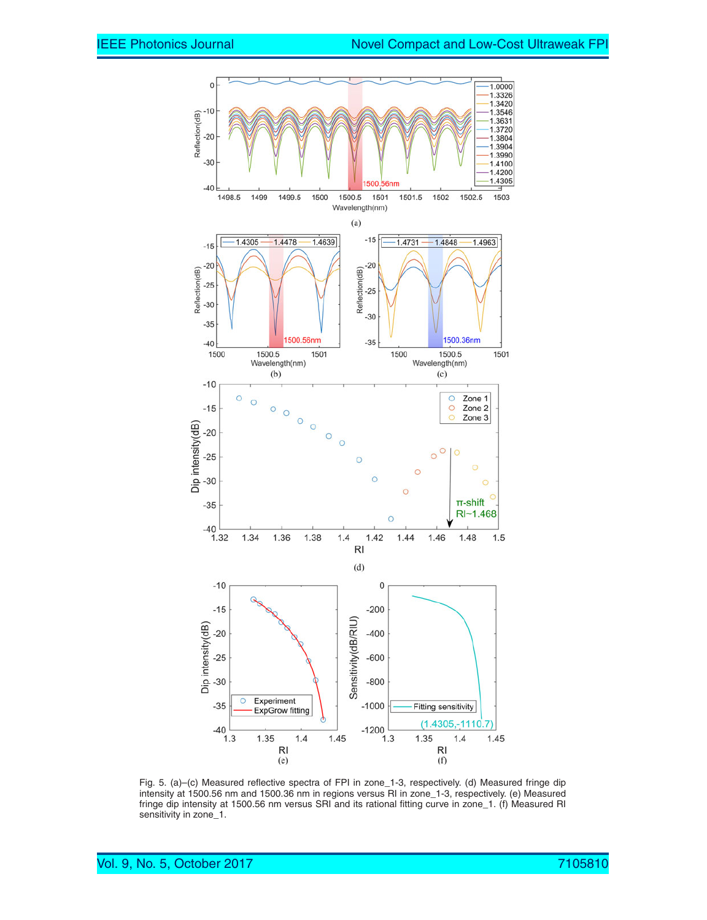Fig. 5. (a)–(c) Measured reflective spectra of FPI in zone_1-3, respectively. (d) Measured fringe dip intensity at 1500.56 nm and 1500.36 nm in regions versus RI in zone_1-3, respectively. (e) Measured fringe dip intensity at 1500.56 nm versus SRI and its rational fitting curve in zone_1. (f) Measured RI sensitivity in zone_1.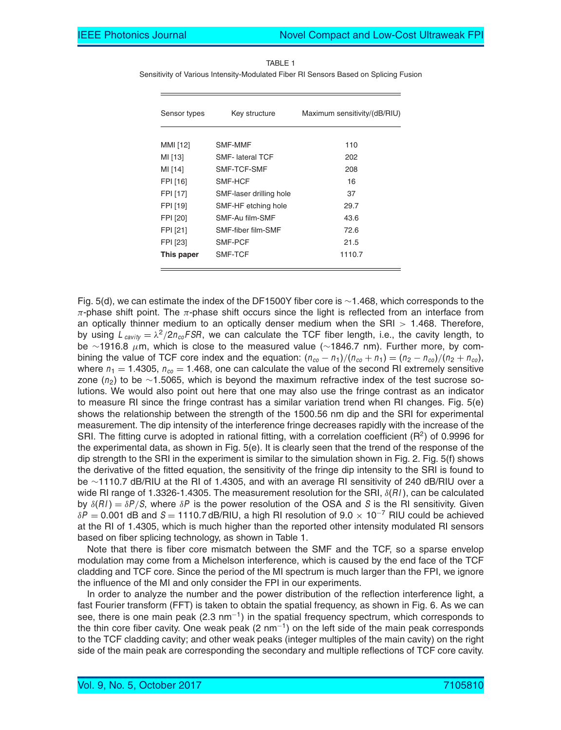TABLE 1

Sensitivity of Various Intensity-Modulated Fiber RI Sensors Based on Splicing Fusion

| Sensor types | Key structure | Maximum sensitivity/(dB/RIU) |
|---|---|---|
| MMI [12] | SMF-MMF | 110 |
| MI [13] | SMF- lateral TCF | 202 |
| MI [14] | SMF-TCF-SMF | 208 |
| FPI [16] | SMF-HCF | 16 |
| FPI [17] | SMF-laser drilling hole | 37 |
| FPI [19] | SMF-HF etching hole | 29.7 |
| FPI [20] | SMF-Au film-SMF | 43.6 |
| FPI [21] | SMF-fiber film-SMF | 72.6 |
| FPI [23] | SMF-PCF | 21.5 |
| **This paper** | SMF-TCF | 1110.7 |

Fig. 5(d), we can estimate the index of the DF1500Y fiber core is ~1.468, which corresponds to the $\pi$-phase shift point. The $\pi$-phase shift occurs since the light is reflected from an interface from an optically thinner medium to an optically denser medium when the SRI > 1.468. Therefore, by using $L_{cavity} = \lambda^2/2n_{co}FSR$, we can calculate the TCF fiber length, i.e., the cavity length, to be ~1916.8 $\mu$m, which is close to the measured value (~1846.7 nm). Further more, by combining the value of TCF core index and the equation: $(n_{co} - n_1)/(n_{co} + n_1) = (n_2 - n_{co})/(n_2 + n_{co})$, where $n_1 = 1.4305$, $n_{co} = 1.468$, one can calculate the value of the second RI extremely sensitive zone ($n_2$) to be ~1.5065, which is beyond the maximum refractive index of the test sucrose solutions. We would also point out here that one may also use the fringe contrast as an indicator to measure RI since the fringe contrast has a similar variation trend when RI changes. Fig. 5(e) shows the relationship between the strength of the 1500.56 nm dip and the SRI for experimental measurement. The dip intensity of the interference fringe decreases rapidly with the increase of the SRI. The fitting curve is adopted in rational fitting, with a correlation coefficient ($R^2$) of 0.9996 for the experimental data, as shown in Fig. 5(e). It is clearly seen that the trend of the response of the dip strength to the SRI in the experiment is similar to the simulation shown in Fig. 2. Fig. 5(f) shows the derivative of the fitted equation, the sensitivity of the fringe dip intensity to the SRI is found to be ~1110.7 dB/RIU at the RI of 1.4305, and with an average RI sensitivity of 240 dB/RIU over a wide RI range of 1.3326-1.4305. The measurement resolution for the SRI, $\delta(RI)$, can be calculated by $\delta(RI) = \delta P/S$, where $\delta P$ is the power resolution of the OSA and $S$ is the RI sensitivity. Given $\delta P = 0.001$ dB and $S = 1110.7$ dB/RIU, a high RI resolution of $9.0 \times 10^{-7}$ RIU could be achieved at the RI of 1.4305, which is much higher than the reported other intensity modulated RI sensors based on fiber splicing technology, as shown in Table 1.

Note that there is fiber core mismatch between the SMF and the TCF, so a sparse envelop modulation may come from a Michelson interference, which is caused by the end face of the TCF cladding and TCF core. Since the period of the MI spectrum is much larger than the FPI, we ignore the influence of the MI and only consider the FPI in our experiments.

In order to analyze the number and the power distribution of the reflection interference light, a fast Fourier transform (FFT) is taken to obtain the spatial frequency, as shown in Fig. 6. As we can see, there is one main peak (2.3 nm$^{-1}$) in the spatial frequency spectrum, which corresponds to the thin core fiber cavity. One weak peak (2 nm$^{-1}$) on the left side of the main peak corresponds to the TCF cladding cavity; and other weak peaks (integer multiples of the main cavity) on the right side of the main peak are corresponding the secondary and multiple reflections of TCF core cavity.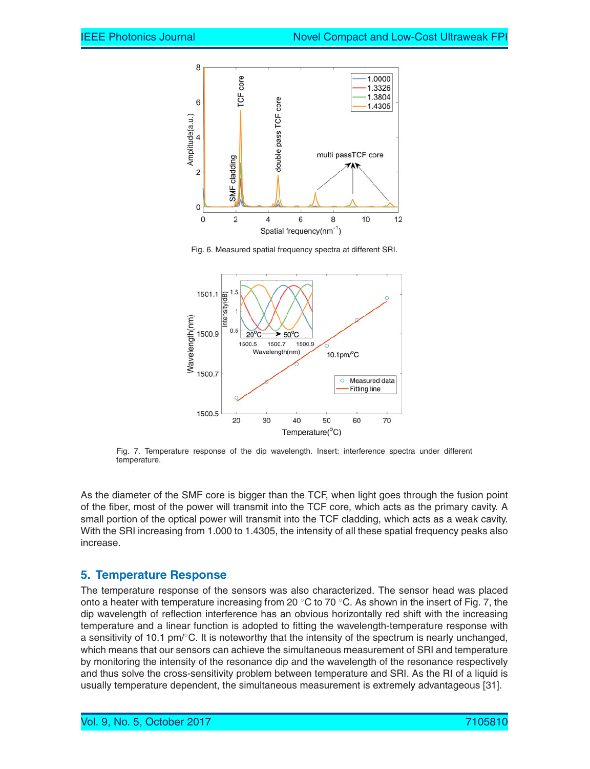Fig. 6. Measured spatial frequency spectra at different SRI.

Fig. 7. Temperature response of the dip wavelength. Insert: interference spectra under different temperature.

As the diameter of the SMF core is bigger than the TCF, when light goes through the fusion point of the fiber, most of the power will transmit into the TCF core, which acts as the primary cavity. A small portion of the optical power will transmit into the TCF cladding, which acts as a weak cavity. With the SRI increasing from 1.000 to 1.4305, the intensity of all these spatial frequency peaks also increase.

## 5. Temperature Response

The temperature response of the sensors was also characterized. The sensor head was placed onto a heater with temperature increasing from 20 °C to 70 °C. As shown in the insert of Fig. 7, the dip wavelength of reflection interference has an obvious horizontally red shift with the increasing temperature and a linear function is adopted to fitting the wavelength-temperature response with a sensitivity of 10.1 pm/°C. It is noteworthy that the intensity of the spectrum is nearly unchanged, which means that our sensors can achieve the simultaneous measurement of SRI and temperature by monitoring the intensity of the resonance dip and the wavelength of the resonance respectively and thus solve the cross-sensitivity problem between temperature and SRI. As the RI of a liquid is usually temperature dependent, the simultaneous measurement is extremely advantageous [31].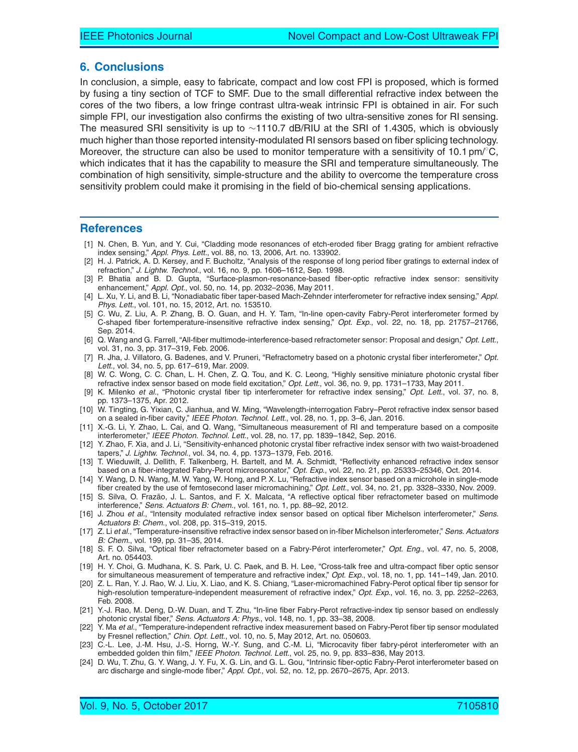## 6. Conclusions

In conclusion, a simple, easy to fabricate, compact and low cost FPI is proposed, which is formed by fusing a tiny section of TCF to SMF. Due to the small differential refractive index between the cores of the two fibers, a low fringe contrast ultra-weak intrinsic FPI is obtained in air. For such simple FPI, our investigation also confirms the existing of two ultra-sensitive zones for RI sensing. The measured SRI sensitivity is up to $\sim$1110.7 dB/RIU at the SRI of 1.4305, which is obviously much higher than those reported intensity-modulated RI sensors based on fiber splicing technology. Moreover, the structure can also be used to monitor temperature with a sensitivity of 10.1 pm/°C, which indicates that it has the capability to measure the SRI and temperature simultaneously. The combination of high sensitivity, simple-structure and the ability to overcome the temperature cross sensitivity problem could make it promising in the field of bio-chemical sensing applications.

## References

[1] N. Chen, B. Yun, and Y. Cui, "Cladding mode resonances of etch-eroded fiber Bragg grating for ambient refractive index sensing," *Appl. Phys. Lett.*, vol. 88, no. 13, 2006, Art. no. 133902.

[2] H. J. Patrick, A. D. Kersey, and F. Bucholtz, "Analysis of the response of long period fiber gratings to external index of refraction," *J. Lightw. Technol.*, vol. 16, no. 9, pp. 1606–1612, Sep. 1998.

[3] P. Bhatia and B. D. Gupta, "Surface-plasmon-resonance-based fiber-optic refractive index sensor: sensitivity enhancement," *Appl. Opt.*, vol. 50, no. 14, pp. 2032–2036, May 2011.

[4] L. Xu, Y. Li, and B. Li, "Nonadiabatic fiber taper-based Mach-Zehnder interferometer for refractive index sensing," *Appl. Phys. Lett.*, vol. 101, no. 15, 2012, Art. no. 153510.

[5] C. Wu, Z. Liu, A. P. Zhang, B. O. Guan, and H. Y. Tam, "In-line open-cavity Fabry-Perot interferometer formed by C-shaped fiber fortemperature-insensitive refractive index sensing," *Opt. Exp.*, vol. 22, no. 18, pp. 21757–21766, Sep. 2014.

[6] Q. Wang and G. Farrell, "All-fiber multimode-interference-based refractometer sensor: Proposal and design," *Opt. Lett.*, vol. 31, no. 3, pp. 317–319, Feb. 2006.

[7] R. Jha, J. Villatoro, G. Badenes, and V. Pruneri, "Refractometry based on a photonic crystal fiber interferometer," *Opt. Lett.*, vol. 34, no. 5, pp. 617–619, Mar. 2009.

[8] W. C. Wong, C. C. Chan, L. H. Chen, Z. Q. Tou, and K. C. Leong, "Highly sensitive miniature photonic crystal fiber refractive index sensor based on mode field excitation," *Opt. Lett.*, vol. 36, no. 9, pp. 1731–1733, May 2011.

[9] K. Milenko *et al.*, "Photonic crystal fiber tip interferometer for refractive index sensing," *Opt. Lett.*, vol. 37, no. 8, pp. 1373–1375, Apr. 2012.

[10] W. Tingting, G. Yixian, C. Jianhua, and W. Ming, "Wavelength-interrogation Fabry–Perot refractive index sensor based on a sealed in-fiber cavity," *IEEE Photon. Technol. Lett.*, vol. 28, no. 1, pp. 3–6, Jan. 2016.

[11] X.-G. Li, Y. Zhao, L. Cai, and Q. Wang, "Simultaneous measurement of RI and temperature based on a composite interferometer," *IEEE Photon. Technol. Lett.*, vol. 28, no. 17, pp. 1839–1842, Sep. 2016.

[12] Y. Zhao, F. Xia, and J. Li, "Sensitivity-enhanced photonic crystal fiber refractive index sensor with two waist-broadened tapers," *J. Lightw. Technol.*, vol. 34, no. 4, pp. 1373–1379, Feb. 2016.

[13] T. Wieduwilt, J. Dellith, F. Talkenberg, H. Bartelt, and M. A. Schmidt, "Reflectivity enhanced refractive index sensor based on a fiber-integrated Fabry-Perot microresonator," *Opt. Exp.*, vol. 22, no. 21, pp. 25333–25346, Oct. 2014.

[14] Y. Wang, D. N. Wang, M. W. Yang, W. Hong, and P. X. Lu, "Refractive index sensor based on a microhole in single-mode fiber created by the use of femtosecond laser micromachining," *Opt. Lett.*, vol. 34, no. 21, pp. 3328–3330, Nov. 2009.

[15] S. Silva, O. Frazão, J. L. Santos, and F. X. Malcata, "A reflective optical fiber refractometer based on multimode interference," *Sens. Actuators B: Chem.*, vol. 161, no. 1, pp. 88–92, 2012.

[16] J. Zhou *et al.*, "Intensity modulated refractive index sensor based on optical fiber Michelson interferometer," *Sens. Actuators B: Chem.*, vol. 208, pp. 315–319, 2015.

[17] Z. Li *et al.*, "Temperature-insensitive refractive index sensor based on in-fiber Michelson interferometer," *Sens. Actuators B: Chem.*, vol. 199, pp. 31–35, 2014.

[18] S. F. O. Silva, "Optical fiber refractometer based on a Fabry-Pérot interferometer," *Opt. Eng.*, vol. 47, no. 5, 2008, Art. no. 054403.

[19] H. Y. Choi, G. Mudhana, K. S. Park, U. C. Paek, and B. H. Lee, "Cross-talk free and ultra-compact fiber optic sensor for simultaneous measurement of temperature and refractive index," *Opt. Exp.*, vol. 18, no. 1, pp. 141–149, Jan. 2010.

[20] Z. L. Ran, Y. J. Rao, W. J. Liu, X. Liao, and K. S. Chiang, "Laser-micromachined Fabry-Perot optical fiber tip sensor for high-resolution temperature-independent measurement of refractive index," *Opt. Exp.*, vol. 16, no. 3, pp. 2252–2263, Feb. 2008.

[21] Y.-J. Rao, M. Deng, D.-W. Duan, and T. Zhu, "In-line fiber Fabry-Perot refractive-index tip sensor based on endlessly photonic crystal fiber," *Sens. Actuators A: Phys.*, vol. 148, no. 1, pp. 33–38, 2008.

[22] Y. Ma *et al.*, "Temperature-independent refractive index measurement based on Fabry-Perot fiber tip sensor modulated by Fresnel reflection," *Chin. Opt. Lett.*, vol. 10, no. 5, May 2012, Art. no. 050603.

[23] C.-L. Lee, J.-M. Hsu, J.-S. Horng, W.-Y. Sung, and C.-M. Li, "Microcavity fiber fabry-pérot interferometer with an embedded golden thin film," *IEEE Photon. Technol. Lett.*, vol. 25, no. 9, pp. 833–836, May 2013.

[24] D. Wu, T. Zhu, G. Y. Wang, J. Y. Fu, X. G. Lin, and G. L. Gou, "Intrinsic fiber-optic Fabry-Perot interferometer based on arc discharge and single-mode fiber," *Appl. Opt.*, vol. 52, no. 12, pp. 2670–2675, Apr. 2013.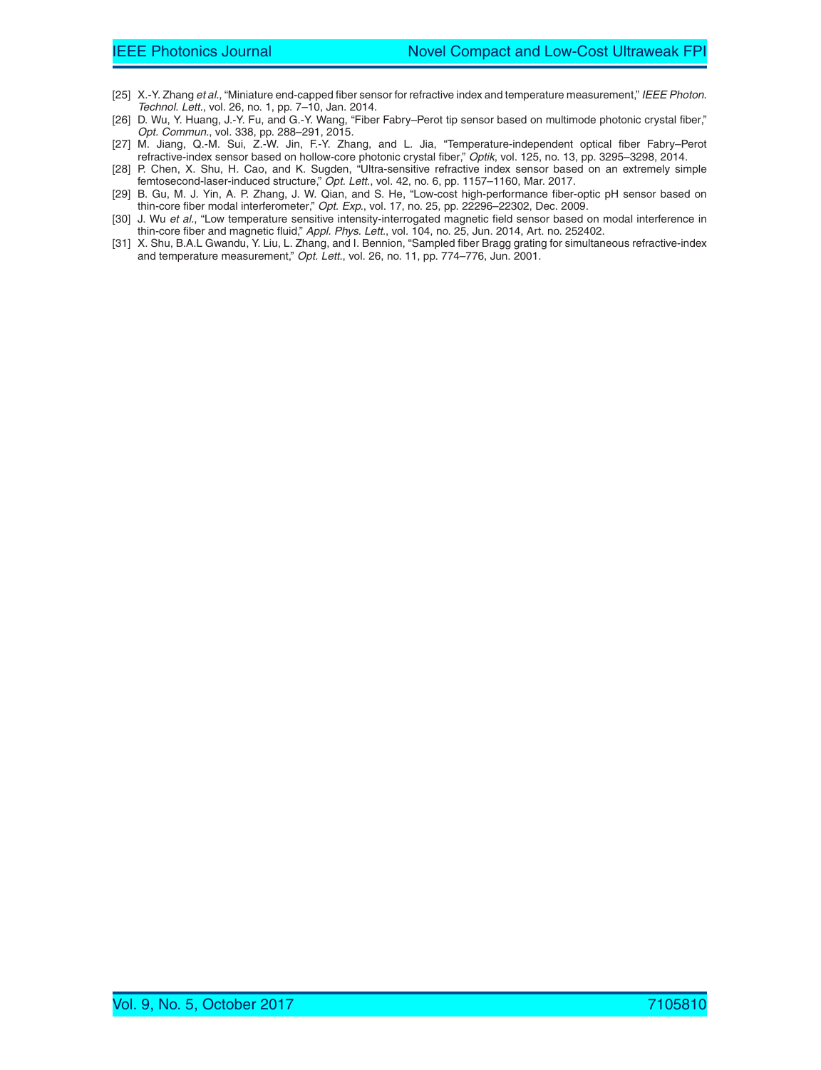[25] X.-Y. Zhang *et al.*, "Miniature end-capped fiber sensor for refractive index and temperature measurement," *IEEE Photon. Technol. Lett.*, vol. 26, no. 1, pp. 7–10, Jan. 2014.

[26] D. Wu, Y. Huang, J.-Y. Fu, and G.-Y. Wang, "Fiber Fabry–Perot tip sensor based on multimode photonic crystal fiber," *Opt. Commun.*, vol. 338, pp. 288–291, 2015.

[27] M. Jiang, Q.-M. Sui, Z.-W. Jin, F.-Y. Zhang, and L. Jia, "Temperature-independent optical fiber Fabry–Perot refractive-index sensor based on hollow-core photonic crystal fiber," *Optik,* vol. 125, no. 13, pp. 3295–3298, 2014.

[28] P. Chen, X. Shu, H. Cao, and K. Sugden, "Ultra-sensitive refractive index sensor based on an extremely simple femtosecond-laser-induced structure," *Opt. Lett.*, vol. 42, no. 6, pp. 1157–1160, Mar. 2017.

[29] B. Gu, M. J. Yin, A. P. Zhang, J. W. Qian, and S. He, "Low-cost high-performance fiber-optic pH sensor based on thin-core fiber modal interferometer," *Opt. Exp.*, vol. 17, no. 25, pp. 22296–22302, Dec. 2009.

[30] J. Wu *et al.*, "Low temperature sensitive intensity-interrogated magnetic field sensor based on modal interference in thin-core fiber and magnetic fluid," *Appl. Phys. Lett.*, vol. 104, no. 25, Jun. 2014, Art. no. 252402.

[31] X. Shu, B.A.L Gwandu, Y. Liu, L. Zhang, and I. Bennion, "Sampled fiber Bragg grating for simultaneous refractive-index and temperature measurement," *Opt. Lett.*, vol. 26, no. 11, pp. 774–776, Jun. 2001.